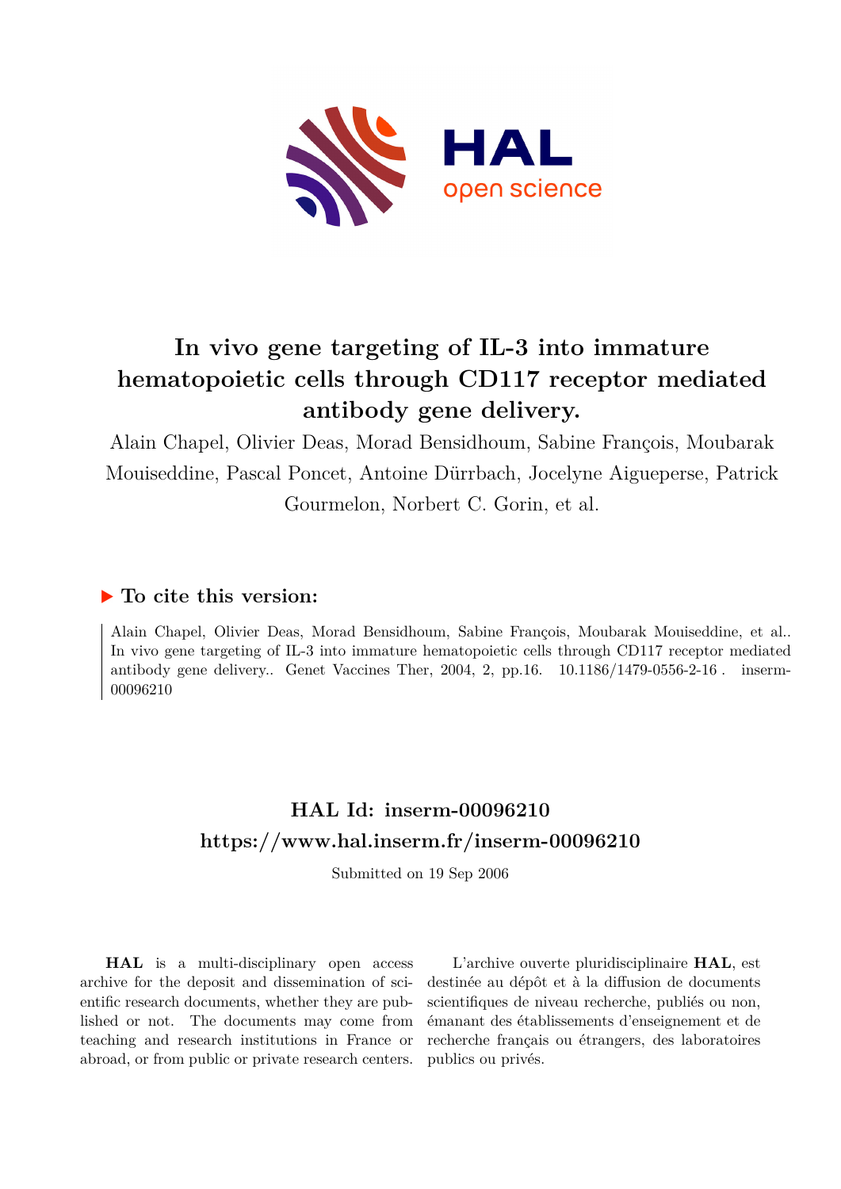# In vivo gene targeting of IL-3 into immature hematopoietic cells through CD117 receptor mediated antibody gene delivery.

Alain Chapel, Olivier Deas, Morad Bensidhoum, Sabine François, Moubarak Mouiseddine, Pascal Poncet, Antoine Dürrbach, Jocelyne Aigueperse, Patrick Gourmelon, Norbert C. Gorin, et al.

## To cite this version:

Alain Chapel, Olivier Deas, Morad Bensidhoum, Sabine François, Moubarak Mouiseddine, et al.. In vivo gene targeting of IL-3 into immature hematopoietic cells through CD117 receptor mediated antibody gene delivery.. Genet Vaccines Ther, 2004, 2, pp.16. 10.1186/1479-0556-2-16 . inserm-00096210

## HAL Id: inserm-00096210

## https://www.hal.inserm.fr/inserm-00096210

Submitted on 19 Sep 2006

**HAL** is a multi-disciplinary open access archive for the deposit and dissemination of scientific research documents, whether they are published or not. The documents may come from teaching and research institutions in France or abroad, or from public or private research centers.

L'archive ouverte pluridisciplinaire **HAL**, est destinée au dépôt et à la diffusion de documents scientifiques de niveau recherche, publiés ou non, émanant des établissements d'enseignement et de recherche français ou étrangers, des laboratoires publics ou privés.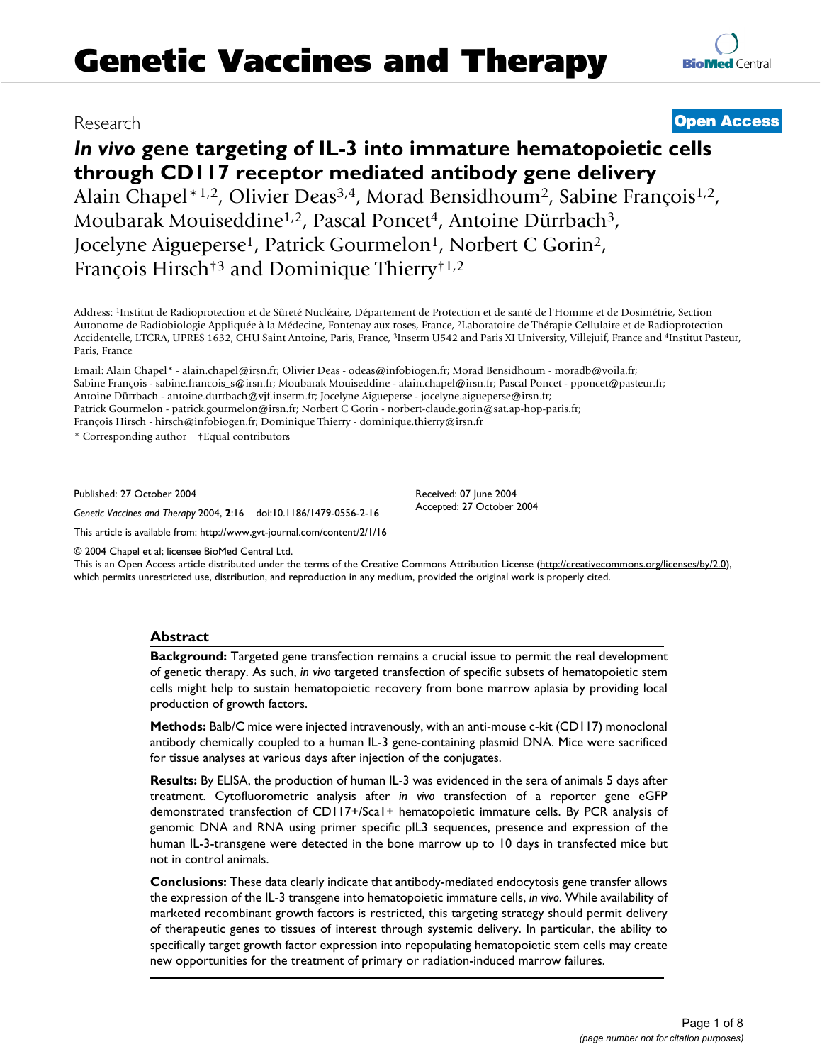# Genetic Vaccines and Therapy

Research

**Open Access**

# *In vivo* gene targeting of IL-3 into immature hematopoietic cells through CD117 receptor mediated antibody gene delivery

Alain Chapel*[1,2], Olivier Deas[3,4], Morad Bensidhoum[2], Sabine François[1,2], Moubarak Mouiseddine[1,2], Pascal Poncet[4], Antoine Dürrbach[3], Jocelyne Aigueperse[1], Patrick Gourmelon[1], Norbert C Gorin[2], François Hirsch†[3] and Dominique Thierry†[1,2]

Address: [1]Institut de Radioprotection et de Sûreté Nucléaire, Département de Protection et de santé de l'Homme et de Dosimétrie, Section Autonome de Radiobiologie Appliquée à la Médecine, Fontenay aux roses, France, [2]Laboratoire de Thérapie Cellulaire et de Radioprotection Accidentelle, LTCRA, UPRES 1632, CHU Saint Antoine, Paris, France, [3]Inserm U542 and Paris XI University, Villejuif, France and [4]Institut Pasteur, Paris, France

Email: Alain Chapel* - alain.chapel@irsn.fr; Olivier Deas - odeas@infobiogen.fr; Morad Bensidhoum - moradb@voila.fr; Sabine François - sabine.francois_s@irsn.fr; Moubarak Mouiseddine - alain.chapel@irsn.fr; Pascal Poncet - pponcet@pasteur.fr; Antoine Dürrbach - antoine.durrbach@vjf.inserm.fr; Jocelyne Aigueperse - jocelyne.aigueperse@irsn.fr; Patrick Gourmelon - patrick.gourmelon@irsn.fr; Norbert C Gorin - norbert-claude.gorin@sat.ap-hop-paris.fr; François Hirsch - hirsch@infobiogen.fr; Dominique Thierry - dominique.thierry@irsn.fr

* Corresponding author    †Equal contributors

Published: 27 October 2004

*Genetic Vaccines and Therapy* 2004, **2**:16    doi:10.1186/1479-0556-2-16

Received: 07 June 2004
Accepted: 27 October 2004

This article is available from: http://www.gvt-journal.com/content/2/1/16

© 2004 Chapel et al; licensee BioMed Central Ltd.
This is an Open Access article distributed under the terms of the Creative Commons Attribution License (http://creativecommons.org/licenses/by/2.0), which permits unrestricted use, distribution, and reproduction in any medium, provided the original work is properly cited.

## Abstract

**Background:** Targeted gene transfection remains a crucial issue to permit the real development of genetic therapy. As such, *in vivo* targeted transfection of specific subsets of hematopoietic stem cells might help to sustain hematopoietic recovery from bone marrow aplasia by providing local production of growth factors.

**Methods:** Balb/C mice were injected intravenously, with an anti-mouse c-kit (CD117) monoclonal antibody chemically coupled to a human IL-3 gene-containing plasmid DNA. Mice were sacrificed for tissue analyses at various days after injection of the conjugates.

**Results:** By ELISA, the production of human IL-3 was evidenced in the sera of animals 5 days after treatment. Cytofluorometric analysis after *in vivo* transfection of a reporter gene eGFP demonstrated transfection of CD117+/Sca1+ hematopoietic immature cells. By PCR analysis of genomic DNA and RNA using primer specific pIL3 sequences, presence and expression of the human IL-3-transgene were detected in the bone marrow up to 10 days in transfected mice but not in control animals.

**Conclusions:** These data clearly indicate that antibody-mediated endocytosis gene transfer allows the expression of the IL-3 transgene into hematopoietic immature cells, *in vivo*. While availability of marketed recombinant growth factors is restricted, this targeting strategy should permit delivery of therapeutic genes to tissues of interest through systemic delivery. In particular, the ability to specifically target growth factor expression into repopulating hematopoietic stem cells may create new opportunities for the treatment of primary or radiation-induced marrow failures.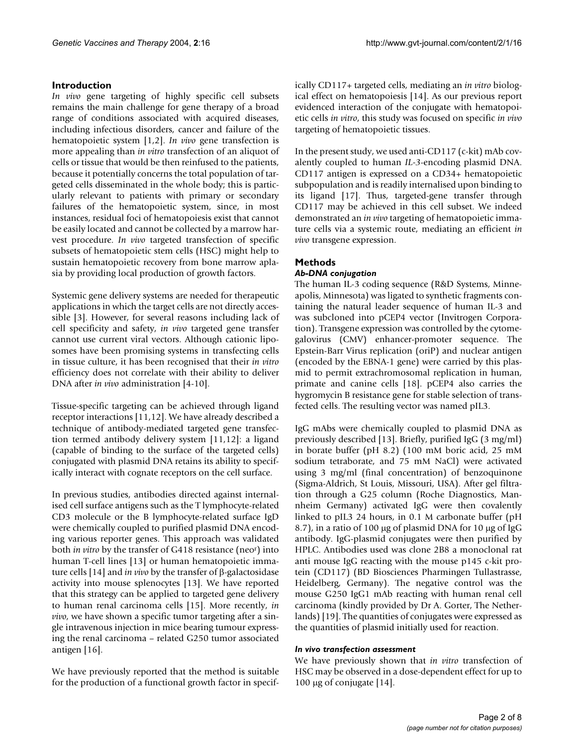## Introduction

*In vivo* gene targeting of highly specific cell subsets remains the main challenge for gene therapy of a broad range of conditions associated with acquired diseases, including infectious disorders, cancer and failure of the hematopoietic system [1,2]. *In vivo* gene transfection is more appealing than *in vitro* transfection of an aliquot of cells or tissue that would be then reinfused to the patients, because it potentially concerns the total population of targeted cells disseminated in the whole body; this is particularly relevant to patients with primary or secondary failures of the hematopoietic system, since, in most instances, residual foci of hematopoiesis exist that cannot be easily located and cannot be collected by a marrow harvest procedure. *In vivo* targeted transfection of specific subsets of hematopoietic stem cells (HSC) might help to sustain hematopoietic recovery from bone marrow aplasia by providing local production of growth factors.

Systemic gene delivery systems are needed for therapeutic applications in which the target cells are not directly accessible [3]. However, for several reasons including lack of cell specificity and safety, *in vivo* targeted gene transfer cannot use current viral vectors. Although cationic liposomes have been promising systems in transfecting cells in tissue culture, it has been recognised that their *in vitro* efficiency does not correlate with their ability to deliver DNA after *in vivo* administration [4-10].

Tissue-specific targeting can be achieved through ligand receptor interactions [11,12]. We have already described a technique of antibody-mediated targeted gene transfection termed antibody delivery system [11,12]: a ligand (capable of binding to the surface of the targeted cells) conjugated with plasmid DNA retains its ability to specifically interact with cognate receptors on the cell surface.

In previous studies, antibodies directed against internalised cell surface antigens such as the T lymphocyte-related CD3 molecule or the B lymphocyte-related surface IgD were chemically coupled to purified plasmid DNA encoding various reporter genes. This approach was validated both *in vitro* by the transfer of G418 resistance (neo[r]) into human T-cell lines [13] or human hematopoietic immature cells [14] and *in vivo* by the transfer of β-galactosidase activity into mouse splenocytes [13]. We have reported that this strategy can be applied to targeted gene delivery to human renal carcinoma cells [15]. More recently, *in vivo*, we have shown a specific tumor targeting after a single intravenous injection in mice bearing tumour expressing the renal carcinoma – related G250 tumor associated antigen [16].

We have previously reported that the method is suitable for the production of a functional growth factor in specifically CD117+ targeted cells, mediating an *in vitro* biological effect on hematopoiesis [14]. As our previous report evidenced interaction of the conjugate with hematopoietic cells *in vitro*, this study was focused on specific *in vivo* targeting of hematopoietic tissues.

In the present study, we used anti-CD117 (c-kit) mAb covalently coupled to human *IL-3*-encoding plasmid DNA. CD117 antigen is expressed on a CD34+ hematopoietic subpopulation and is readily internalised upon binding to its ligand [17]. Thus, targeted-gene transfer through CD117 may be achieved in this cell subset. We indeed demonstrated an *in vivo* targeting of hematopoietic immature cells via a systemic route, mediating an efficient *in vivo* transgene expression.

## Methods

### *Ab-DNA conjugation*

The human IL-3 coding sequence (R&D Systems, Minneapolis, Minnesota) was ligated to synthetic fragments containing the natural leader sequence of human IL-3 and was subcloned into pCEP4 vector (Invitrogen Corporation). Transgene expression was controlled by the cytomegalovirus (CMV) enhancer-promoter sequence. The Epstein-Barr Virus replication (oriP) and nuclear antigen (encoded by the EBNA-1 gene) were carried by this plasmid to permit extrachromosomal replication in human, primate and canine cells [18]. pCEP4 also carries the hygromycin B resistance gene for stable selection of transfected cells. The resulting vector was named pIL3.

IgG mAbs were chemically coupled to plasmid DNA as previously described [13]. Briefly, purified IgG (3 mg/ml) in borate buffer (pH 8.2) (100 mM boric acid, 25 mM sodium tetraborate, and 75 mM NaCl) were activated using 3 mg/ml (final concentration) of benzoquinone (Sigma-Aldrich, St Louis, Missouri, USA). After gel filtration through a G25 column (Roche Diagnostics, Mannheim Germany) activated IgG were then covalently linked to pIL3 24 hours, in 0.1 M carbonate buffer (pH 8.7), in a ratio of 100 μg of plasmid DNA for 10 μg of IgG antibody. IgG-plasmid conjugates were then purified by HPLC. Antibodies used was clone 2B8 a monoclonal rat anti mouse IgG reacting with the mouse p145 c-kit protein (CD117) (BD Biosciences Pharmingen Tullastrasse, Heidelberg, Germany). The negative control was the mouse G250 IgG1 mAb reacting with human renal cell carcinoma (kindly provided by Dr A. Gorter, The Netherlands) [19]. The quantities of conjugates were expressed as the quantities of plasmid initially used for reaction.

### *In vivo transfection assessment*

We have previously shown that *in vitro* transfection of HSC may be observed in a dose-dependent effect for up to 100 μg of conjugate [14].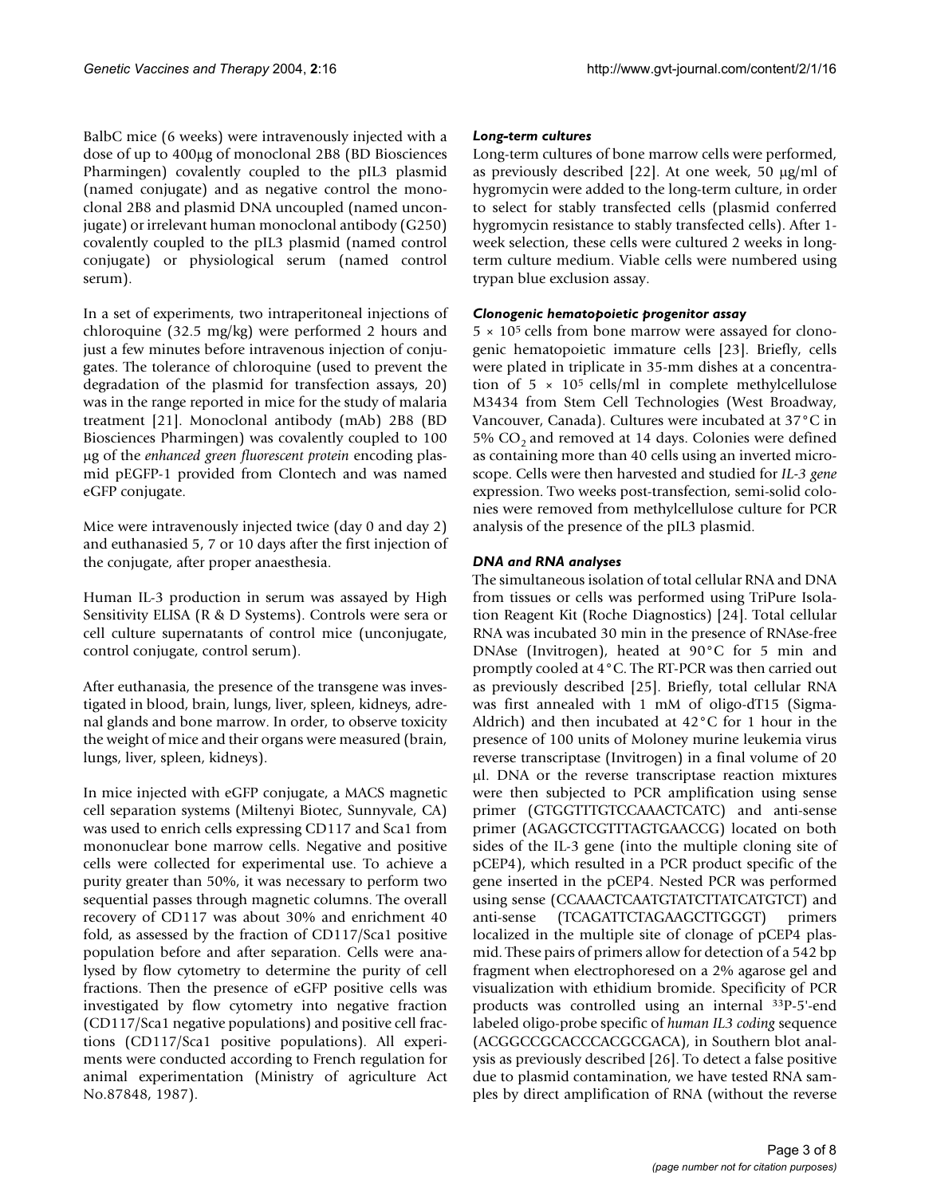BalbC mice (6 weeks) were intravenously injected with a dose of up to 400μg of monoclonal 2B8 (BD Biosciences Pharmingen) covalently coupled to the pIL3 plasmid (named conjugate) and as negative control the monoclonal 2B8 and plasmid DNA uncoupled (named unconjugate) or irrelevant human monoclonal antibody (G250) covalently coupled to the pIL3 plasmid (named control conjugate) or physiological serum (named control serum).

In a set of experiments, two intraperitoneal injections of chloroquine (32.5 mg/kg) were performed 2 hours and just a few minutes before intravenous injection of conjugates. The tolerance of chloroquine (used to prevent the degradation of the plasmid for transfection assays, 20) was in the range reported in mice for the study of malaria treatment [21]. Monoclonal antibody (mAb) 2B8 (BD Biosciences Pharmingen) was covalently coupled to 100 μg of the *enhanced green fluorescent protein* encoding plasmid pEGFP-1 provided from Clontech and was named eGFP conjugate.

Mice were intravenously injected twice (day 0 and day 2) and euthanasied 5, 7 or 10 days after the first injection of the conjugate, after proper anaesthesia.

Human IL-3 production in serum was assayed by High Sensitivity ELISA (R & D Systems). Controls were sera or cell culture supernatants of control mice (unconjugate, control conjugate, control serum).

After euthanasia, the presence of the transgene was investigated in blood, brain, lungs, liver, spleen, kidneys, adrenal glands and bone marrow. In order, to observe toxicity the weight of mice and their organs were measured (brain, lungs, liver, spleen, kidneys).

In mice injected with eGFP conjugate, a MACS magnetic cell separation systems (Miltenyi Biotec, Sunnyvale, CA) was used to enrich cells expressing CD117 and Sca1 from mononuclear bone marrow cells. Negative and positive cells were collected for experimental use. To achieve a purity greater than 50%, it was necessary to perform two sequential passes through magnetic columns. The overall recovery of CD117 was about 30% and enrichment 40 fold, as assessed by the fraction of CD117/Sca1 positive population before and after separation. Cells were analysed by flow cytometry to determine the purity of cell fractions. Then the presence of eGFP positive cells was investigated by flow cytometry into negative fraction (CD117/Sca1 negative populations) and positive cell fractions (CD117/Sca1 positive populations). All experiments were conducted according to French regulation for animal experimentation (Ministry of agriculture Act No.87848, 1987).

### *Long-term cultures*

Long-term cultures of bone marrow cells were performed, as previously described [22]. At one week, 50 μg/ml of hygromycin were added to the long-term culture, in order to select for stably transfected cells (plasmid conferred hygromycin resistance to stably transfected cells). After 1-week selection, these cells were cultured 2 weeks in long-term culture medium. Viable cells were numbered using trypan blue exclusion assay.

### *Clonogenic hematopoietic progenitor assay*

$5 \times 10^5$ cells from bone marrow were assayed for clonogenic hematopoietic immature cells [23]. Briefly, cells were plated in triplicate in 35-mm dishes at a concentration of $5 \times 10^5$ cells/ml in complete methylcellulose M3434 from Stem Cell Technologies (West Broadway, Vancouver, Canada). Cultures were incubated at 37°C in 5% $CO_2$ and removed at 14 days. Colonies were defined as containing more than 40 cells using an inverted microscope. Cells were then harvested and studied for *IL-3 gene* expression. Two weeks post-transfection, semi-solid colonies were removed from methylcellulose culture for PCR analysis of the presence of the pIL3 plasmid.

### *DNA and RNA analyses*

The simultaneous isolation of total cellular RNA and DNA from tissues or cells was performed using TriPure Isolation Reagent Kit (Roche Diagnostics) [24]. Total cellular RNA was incubated 30 min in the presence of RNAse-free DNAse (Invitrogen), heated at 90°C for 5 min and promptly cooled at 4°C. The RT-PCR was then carried out as previously described [25]. Briefly, total cellular RNA was first annealed with 1 mM of oligo-dT15 (Sigma-Aldrich) and then incubated at 42°C for 1 hour in the presence of 100 units of Moloney murine leukemia virus reverse transcriptase (Invitrogen) in a final volume of 20 μl. DNA or the reverse transcriptase reaction mixtures were then subjected to PCR amplification using sense primer (GTGGTTTGTCCAAACTCATC) and anti-sense primer (AGAGCTCGTTTAGTGAACCG) located on both sides of the IL-3 gene (into the multiple cloning site of pCEP4), which resulted in a PCR product specific of the gene inserted in the pCEP4. Nested PCR was performed using sense (CCAAACTCAATGTATCTTATCATGTCT) and anti-sense (TCAGATTCTAGAAGCTTGGGT) primers localized in the multiple site of clonage of pCEP4 plasmid. These pairs of primers allow for detection of a 542 bp fragment when electrophoresed on a 2% agarose gel and visualization with ethidium bromide. Specificity of PCR products was controlled using an internal $^{33}$P-5'-end labeled oligo-probe specific of *human IL3 coding* sequence (ACGGCCGCACCCACGCGACA), in Southern blot analysis as previously described [26]. To detect a false positive due to plasmid contamination, we have tested RNA samples by direct amplification of RNA (without the reverse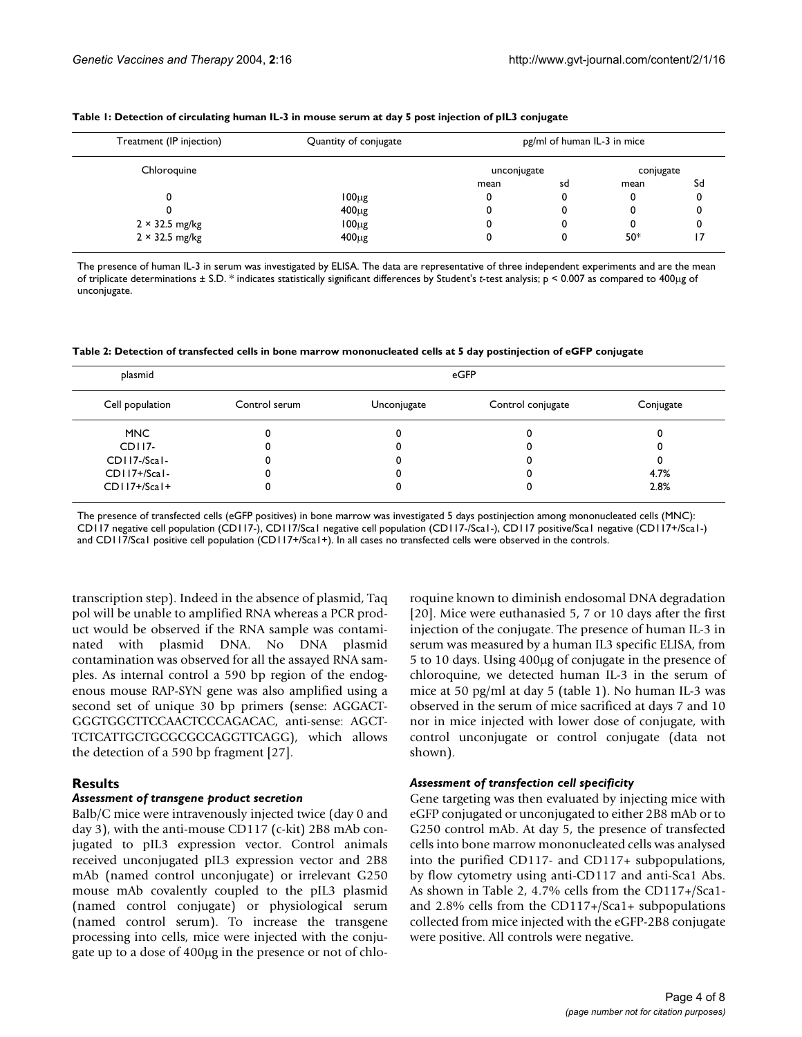**Table 1: Detection of circulating human IL-3 in mouse serum at day 5 post injection of pIL3 conjugate**

| Treatment (IP injection) | Quantity of conjugate | pg/ml of human IL-3 in mice | | | |
|---|---|---|---|---|---|
| Chloroquine | | unconjugate | | conjugate | |
| | | mean | sd | mean | Sd |
| 0 | 100μg | 0 | 0 | 0 | 0 |
| 0 | 400μg | 0 | 0 | 0 | 0 |
| 2 × 32.5 mg/kg | 100μg | 0 | 0 | 0 | 0 |
| 2 × 32.5 mg/kg | 400μg | 0 | 0 | 50* | 17 |

The presence of human IL-3 in serum was investigated by ELISA. The data are representative of three independent experiments and are the mean of triplicate determinations ± S.D. * indicates statistically significant differences by Student's *t*-test analysis; $p < 0.007$ as compared to 400μg of unconjugate.

**Table 2: Detection of transfected cells in bone marrow mononucleated cells at 5 day postinjection of eGFP conjugate**

| plasmid | eGFP | | | |
|---|---|---|---|---|
| Cell population | Control serum | Unconjugate | Control conjugate | Conjugate |
| MNC | 0 | 0 | 0 | 0 |
| CD117- | 0 | 0 | 0 | 0 |
| CD117-/Sca1- | 0 | 0 | 0 | 0 |
| CD117+/Sca1- | 0 | 0 | 0 | 4.7% |
| CD117+/Sca1+ | 0 | 0 | 0 | 2.8% |

The presence of transfected cells (eGFP positives) in bone marrow was investigated 5 days postinjection among mononucleated cells (MNC): CD117 negative cell population (CD117-), CD117/Sca1 negative cell population (CD117-/Sca1-), CD117 positive/Sca1 negative (CD117+/Sca1-) and CD117/Sca1 positive cell population (CD117+/Sca1+). In all cases no transfected cells were observed in the controls.

transcription step). Indeed in the absence of plasmid, Taq pol will be unable to amplified RNA whereas a PCR product would be observed if the RNA sample was contaminated with plasmid DNA. No DNA plasmid contamination was observed for all the assayed RNA samples. As internal control a 590 bp region of the endogenous mouse RAP-SYN gene was also amplified using a second set of unique 30 bp primers (sense: AGGACTGGGTGGCTTCCAACTCCCAGACAC, anti-sense: AGCTTCTCATTGCTGCGCGCCAGGTTCAGG), which allows the detection of a 590 bp fragment [27].

## Results

### *Assessment of transgene product secretion*

Balb/C mice were intravenously injected twice (day 0 and day 3), with the anti-mouse CD117 (c-kit) 2B8 mAb conjugated to pIL3 expression vector. Control animals received unconjugated pIL3 expression vector and 2B8 mAb (named control unconjugate) or irrelevant G250 mouse mAb covalently coupled to the pIL3 plasmid (named control conjugate) or physiological serum (named control serum). To increase the transgene processing into cells, mice were injected with the conjugate up to a dose of 400μg in the presence or not of chloroquine known to diminish endosomal DNA degradation [20]. Mice were euthanasied 5, 7 or 10 days after the first injection of the conjugate. The presence of human IL-3 in serum was measured by a human IL3 specific ELISA, from 5 to 10 days. Using 400μg of conjugate in the presence of chloroquine, we detected human IL-3 in the serum of mice at 50 pg/ml at day 5 (table 1). No human IL-3 was observed in the serum of mice sacrificed at days 7 and 10 nor in mice injected with lower dose of conjugate, with control unconjugate or control conjugate (data not shown).

### *Assessment of transfection cell specificity*

Gene targeting was then evaluated by injecting mice with eGFP conjugated or unconjugated to either 2B8 mAb or to G250 control mAb. At day 5, the presence of transfected cells into bone marrow mononucleated cells was analysed into the purified CD117- and CD117+ subpopulations, by flow cytometry using anti-CD117 and anti-Sca1 Abs. As shown in Table 2, 4.7% cells from the CD117+/Sca1- and 2.8% cells from the CD117+/Sca1+ subpopulations collected from mice injected with the eGFP-2B8 conjugate were positive. All controls were negative.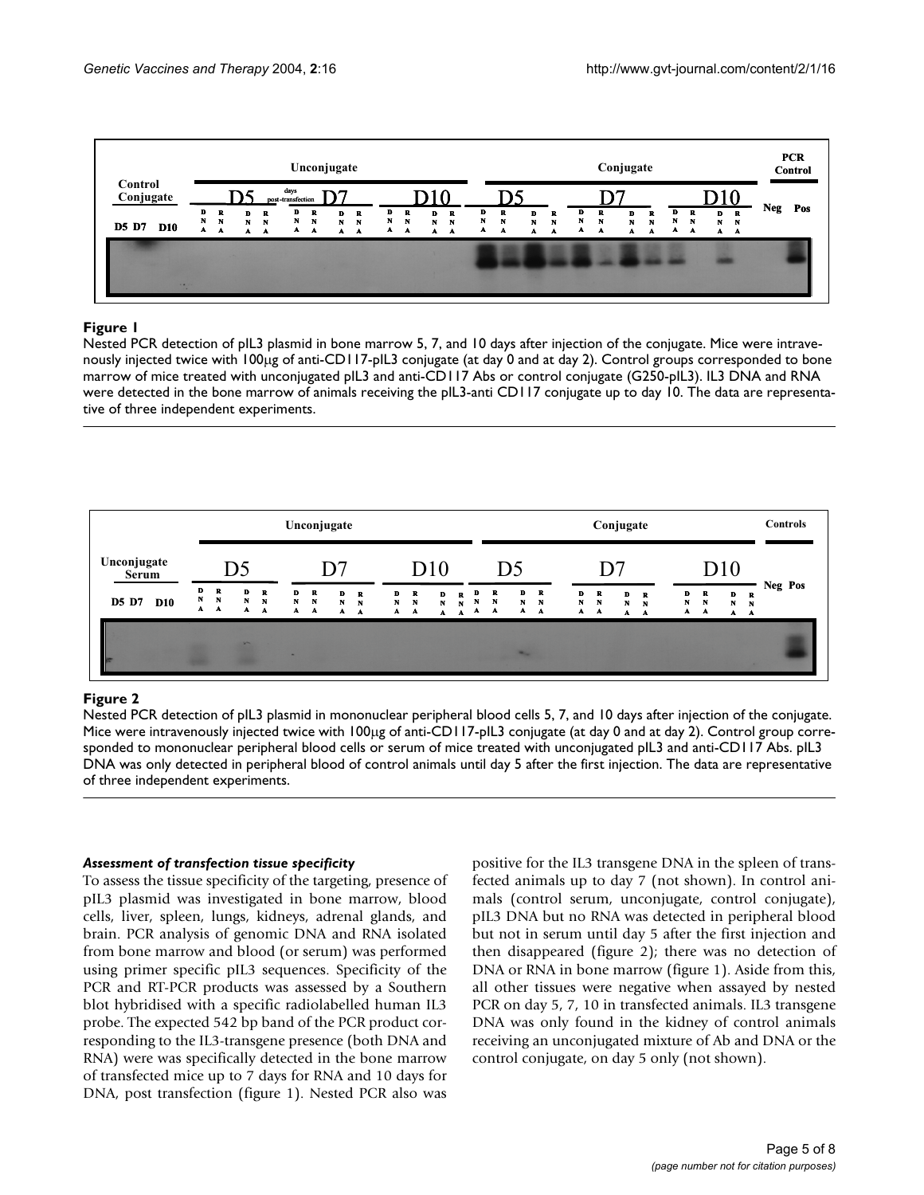**Figure 1**

Nested PCR detection of pIL3 plasmid in bone marrow 5, 7, and 10 days after injection of the conjugate. Mice were intravenously injected twice with 100μg of anti-CD117-pIL3 conjugate (at day 0 and at day 2). Control groups corresponded to bone marrow of mice treated with unconjugated pIL3 and anti-CD117 Abs or control conjugate (G250-pIL3). IL3 DNA and RNA were detected in the bone marrow of animals receiving the pIL3-anti CD117 conjugate up to day 10. The data are representative of three independent experiments.

**Figure 2**

Nested PCR detection of pIL3 plasmid in mononuclear peripheral blood cells 5, 7, and 10 days after injection of the conjugate. Mice were intravenously injected twice with 100μg of anti-CD117-pIL3 conjugate (at day 0 and at day 2). Control group corresponded to mononuclear peripheral blood cells or serum of mice treated with unconjugated pIL3 and anti-CD117 Abs. pIL3 DNA was only detected in peripheral blood of control animals until day 5 after the first injection. The data are representative of three independent experiments.

#### *Assessment of transfection tissue specificity*

To assess the tissue specificity of the targeting, presence of pIL3 plasmid was investigated in bone marrow, blood cells, liver, spleen, lungs, kidneys, adrenal glands, and brain. PCR analysis of genomic DNA and RNA isolated from bone marrow and blood (or serum) was performed using primer specific pIL3 sequences. Specificity of the PCR and RT-PCR products was assessed by a Southern blot hybridised with a specific radiolabelled human IL3 probe. The expected 542 bp band of the PCR product corresponding to the IL3-transgene presence (both DNA and RNA) were was specifically detected in the bone marrow of transfected mice up to 7 days for RNA and 10 days for DNA, post transfection (figure 1). Nested PCR also was positive for the IL3 transgene DNA in the spleen of transfected animals up to day 7 (not shown). In control animals (control serum, unconjugate, control conjugate), pIL3 DNA but no RNA was detected in peripheral blood but not in serum until day 5 after the first injection and then disappeared (figure 2); there was no detection of DNA or RNA in bone marrow (figure 1). Aside from this, all other tissues were negative when assayed by nested PCR on day 5, 7, 10 in transfected animals. IL3 transgene DNA was only found in the kidney of control animals receiving an unconjugated mixture of Ab and DNA or the control conjugate, on day 5 only (not shown).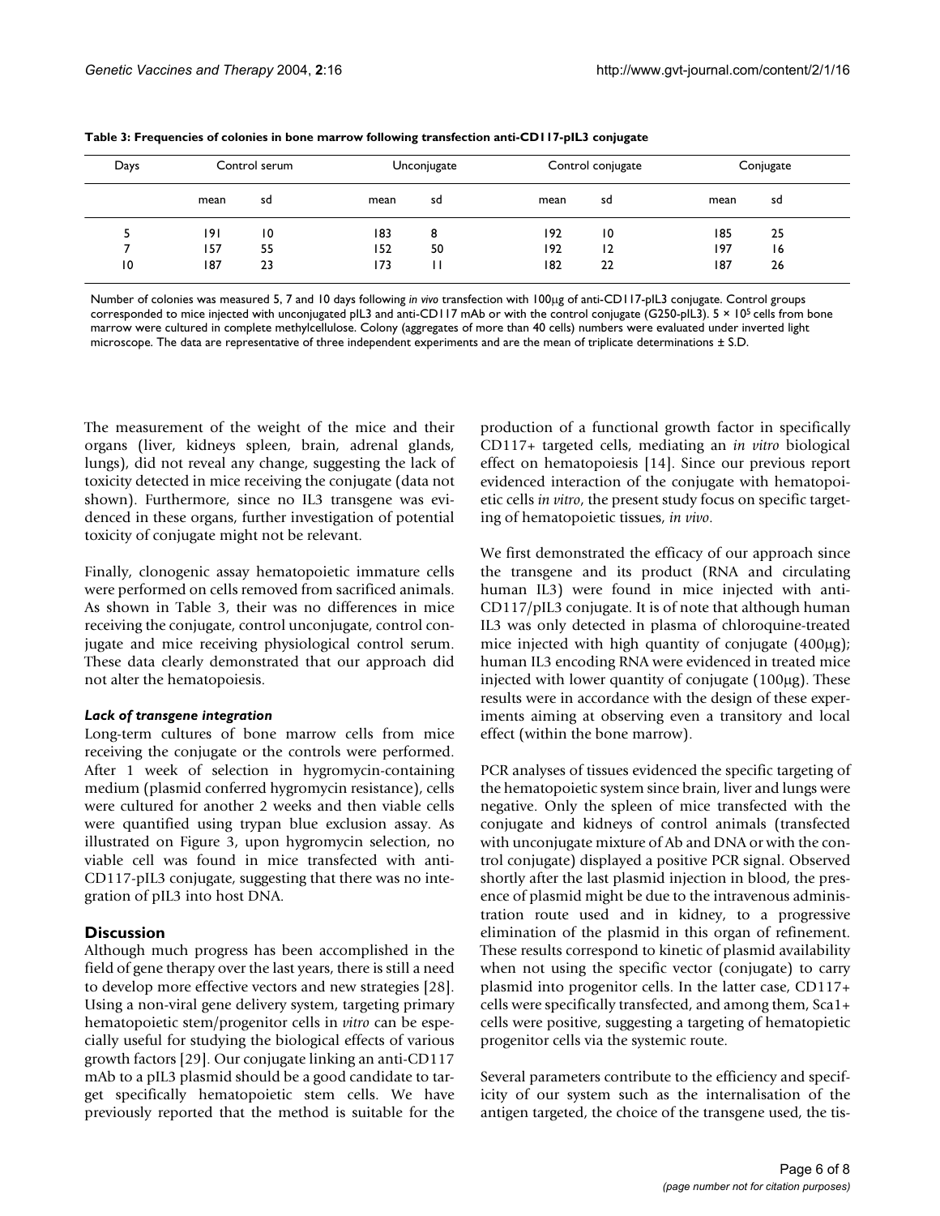**Table 3: Frequencies of colonies in bone marrow following transfection anti-CD117-pIL3 conjugate**

| Days | Control serum | | Unconjugate | | Control conjugate | | Conjugate | |
|---|---|---|---|---|---|---|---|---|
| | mean | sd | mean | sd | mean | sd | mean | sd |
| 5 | 191 | 10 | 183 | 8 | 192 | 10 | 185 | 25 |
| 7 | 157 | 55 | 152 | 50 | 192 | 12 | 197 | 16 |
| 10 | 187 | 23 | 173 | 11 | 182 | 22 | 187 | 26 |

Number of colonies was measured 5, 7 and 10 days following *in vivo* transfection with 100μg of anti-CD117-pIL3 conjugate. Control groups corresponded to mice injected with unconjugated pIL3 and anti-CD117 mAb or with the control conjugate (G250-pIL3). $5 \times 10^5$ cells from bone marrow were cultured in complete methylcellulose. Colony (aggregates of more than 40 cells) numbers were evaluated under inverted light microscope. The data are representative of three independent experiments and are the mean of triplicate determinations ± S.D.

The measurement of the weight of the mice and their organs (liver, kidneys spleen, brain, adrenal glands, lungs), did not reveal any change, suggesting the lack of toxicity detected in mice receiving the conjugate (data not shown). Furthermore, since no IL3 transgene was evidenced in these organs, further investigation of potential toxicity of conjugate might not be relevant.

Finally, clonogenic assay hematopoietic immature cells were performed on cells removed from sacrificed animals. As shown in Table 3, their was no differences in mice receiving the conjugate, control unconjugate, control conjugate and mice receiving physiological control serum. These data clearly demonstrated that our approach did not alter the hematopoiesis.

#### *Lack of transgene integration*

Long-term cultures of bone marrow cells from mice receiving the conjugate or the controls were performed. After 1 week of selection in hygromycin-containing medium (plasmid conferred hygromycin resistance), cells were cultured for another 2 weeks and then viable cells were quantified using trypan blue exclusion assay. As illustrated on Figure 3, upon hygromycin selection, no viable cell was found in mice transfected with anti-CD117-pIL3 conjugate, suggesting that there was no integration of pIL3 into host DNA.

## Discussion

Although much progress has been accomplished in the field of gene therapy over the last years, there is still a need to develop more effective vectors and new strategies [28]. Using a non-viral gene delivery system, targeting primary hematopoietic stem/progenitor cells in *vitro* can be especially useful for studying the biological effects of various growth factors [29]. Our conjugate linking an anti-CD117 mAb to a pIL3 plasmid should be a good candidate to target specifically hematopoietic stem cells. We have previously reported that the method is suitable for the production of a functional growth factor in specifically CD117+ targeted cells, mediating an *in vitro* biological effect on hematopoiesis [14]. Since our previous report evidenced interaction of the conjugate with hematopoietic cells *in vitro*, the present study focus on specific targeting of hematopoietic tissues, *in vivo*.

We first demonstrated the efficacy of our approach since the transgene and its product (RNA and circulating human IL3) were found in mice injected with anti-CD117/pIL3 conjugate. It is of note that although human IL3 was only detected in plasma of chloroquine-treated mice injected with high quantity of conjugate (400μg); human IL3 encoding RNA were evidenced in treated mice injected with lower quantity of conjugate (100μg). These results were in accordance with the design of these experiments aiming at observing even a transitory and local effect (within the bone marrow).

PCR analyses of tissues evidenced the specific targeting of the hematopoietic system since brain, liver and lungs were negative. Only the spleen of mice transfected with the conjugate and kidneys of control animals (transfected with unconjugate mixture of Ab and DNA or with the control conjugate) displayed a positive PCR signal. Observed shortly after the last plasmid injection in blood, the presence of plasmid might be due to the intravenous administration route used and in kidney, to a progressive elimination of the plasmid in this organ of refinement. These results correspond to kinetic of plasmid availability when not using the specific vector (conjugate) to carry plasmid into progenitor cells. In the latter case, CD117+ cells were specifically transfected, and among them, Sca1+ cells were positive, suggesting a targeting of hematopietic progenitor cells via the systemic route.

Several parameters contribute to the efficiency and specificity of our system such as the internalisation of the antigen targeted, the choice of the transgene used, the tis-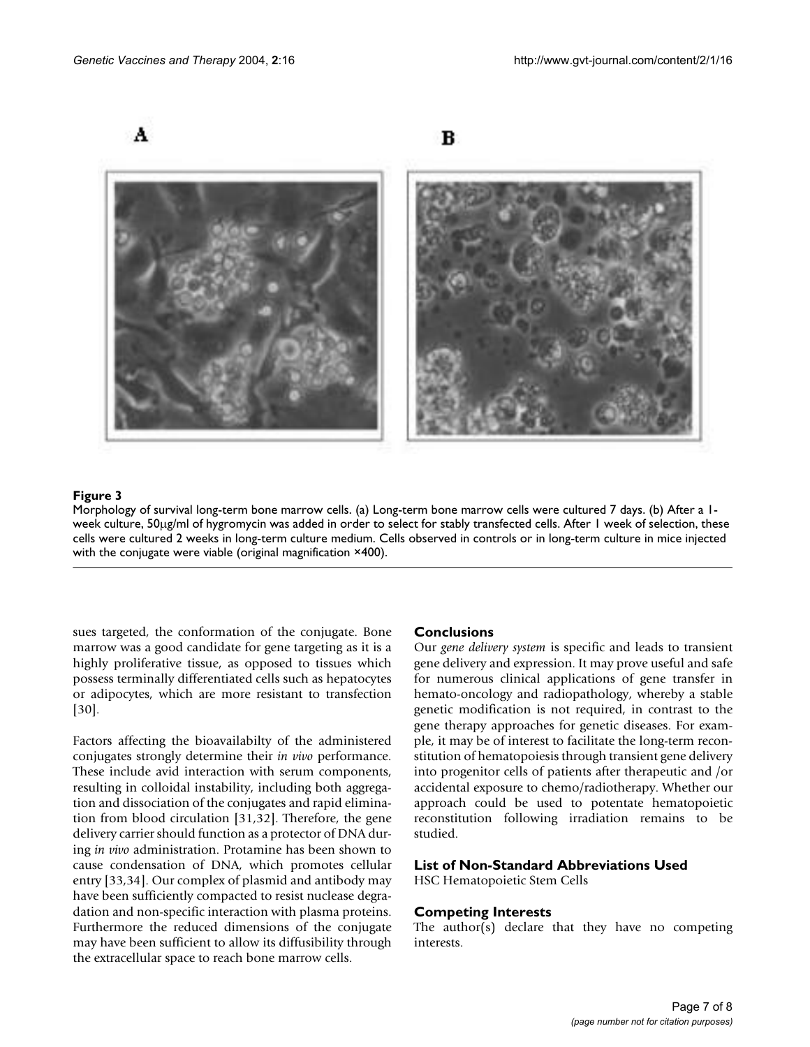A

B

**Figure 3**
Morphology of survival long-term bone marrow cells. (a) Long-term bone marrow cells were cultured 7 days. (b) After a 1-week culture, 50μg/ml of hygromycin was added in order to select for stably transfected cells. After 1 week of selection, these cells were cultured 2 weeks in long-term culture medium. Cells observed in controls or in long-term culture in mice injected with the conjugate were viable (original magnification ×400).

sues targeted, the conformation of the conjugate. Bone marrow was a good candidate for gene targeting as it is a highly proliferative tissue, as opposed to tissues which possess terminally differentiated cells such as hepatocytes or adipocytes, which are more resistant to transfection [30].

Factors affecting the bioavailabilty of the administered conjugates strongly determine their *in vivo* performance. These include avid interaction with serum components, resulting in colloidal instability, including both aggregation and dissociation of the conjugates and rapid elimination from blood circulation [31,32]. Therefore, the gene delivery carrier should function as a protector of DNA during *in vivo* administration. Protamine has been shown to cause condensation of DNA, which promotes cellular entry [33,34]. Our complex of plasmid and antibody may have been sufficiently compacted to resist nuclease degradation and non-specific interaction with plasma proteins. Furthermore the reduced dimensions of the conjugate may have been sufficient to allow its diffusibility through the extracellular space to reach bone marrow cells.

## Conclusions

Our *gene delivery system* is specific and leads to transient gene delivery and expression. It may prove useful and safe for numerous clinical applications of gene transfer in hemato-oncology and radiopathology, whereby a stable genetic modification is not required, in contrast to the gene therapy approaches for genetic diseases. For example, it may be of interest to facilitate the long-term reconstitution of hematopoiesis through transient gene delivery into progenitor cells of patients after therapeutic and /or accidental exposure to chemo/radiotherapy. Whether our approach could be used to potentate hematopoietic reconstitution following irradiation remains to be studied.

## List of Non-Standard Abbreviations Used

HSC Hematopoietic Stem Cells

## Competing Interests

The author(s) declare that they have no competing interests.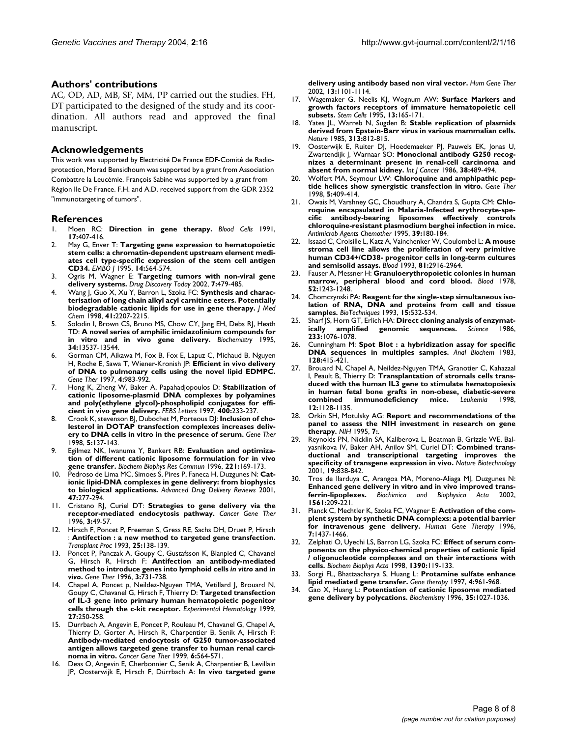## Authors' contributions

AC, OD, AD, MB, SF, MM, PP carried out the studies. FH, DT participated to the designed of the study and its coordination. All authors read and approved the final manuscript.

## Acknowledgements

This work was supported by Electricité De France EDF-Comité de Radioprotection, Morad Bensidhoum was supported by a grant from Association Combattre la Leucémie. François Sabine was supported by a grant from Région Ile De France. F.H. and A.D. received support from the GDR 2352 "immunotargeting of tumors".

## References

1. Moen RC: **Direction in gene therapy.** *Blood Cells* 1991, **17:**407-416.
2. May G, Enver T: **Targeting gene expression to hematopoietic stem cells: a chromatin-dependent upstream element mediates cell type-specific expression of the stem cell antigen CD34.** *EMBO J* 1995, **14:**564-574.
3. Ogris M, Wagner E: **Targeting tumors with non-viral gene delivery systems.** *Drug Discovery Today* 2002, **7:**479-485.
4. Wang J, Guo X, Xu Y, Barron L, Szoka FC: **Synthesis and characterisation of long chain alkyl acyl carnitine esters. Potentially biodegradable cationic lipids for use in gene therapy.** *J Med Chem* 1998, **41:**2207-2215.
5. Solodin I, Brown CS, Bruno MS, Chow CY, Jang EH, Debs RJ, Heath TD: **A novel series of amphilic imidazolinium compounds for in vitro and in vivo gene delivery.** *Biochemistry* 1995, **34:**13537-13544.
6. Gorman CM, Aikawa M, Fox B, Fox E, Lapuz C, Michaud B, Nguyen H, Roche E, Sawa T, Wiener-Kronish JP: **Efficient in vivo delivery of DNA to pulmonary cells using the novel lipid EDMPC.** *Gene Ther* 1997, **4:**983-992.
7. Hong K, Zheng W, Baker A, Papahadjopoulos D: **Stabilization of cationic liposome-plasmid DNA complexes by polyamines and poly(ethylene glycol)-phospholipid conjugates for efficient in vivo gene delivery.** *FEBS Letters* 1997, **400:**233-237.
8. Crook K, stevenson BJ, Dubochet M, Porteous DJ: **Inclusion of cholesterol in DOTAP transfection complexes increases delivery to DNA cells in vitro in the presence of serum.** *Gene Ther* 1998, **5:**137-143.
9. Egilmez NK, Iwanuma Y, Bankert RB: **Evaluation and optimization of different cationic liposome formulation for in vivo gene transfer.** *Biochem Biophys Res Commun* 1996, **221:**169-173.
10. Pedroso de Lima MC, Simoes S, Pires P, Faneca H, Duzgunes N: **Cationic lipid-DNA complexes in gene delivery: from biophysics to biological applications.** *Advanced Drug Delivery Reviews* 2001, **47:**277-294.
11. Cristano RJ, Curiel DT: **Strategies to gene delivery via the receptor-mediated endocytosis pathway.** *Cancer Gene Ther* 1996, **3:**49-57.
12. Hirsch F, Poncet P, Freeman S, Gress RE, Sachs DH, Druet P, Hirsch : **Antifection : a new method to targeted gene transfection.** *Transplant Proc* 1993, **25:**138-139.
13. Poncet P, Panczak A, Goupy C, Gustafsson K, Blanpied C, Chavanel G, Hirsch R, Hirsch F: **Antifection an antibody-mediated method to introduce genes into lymphoid cells** ***in vitro*** **and** ***in vivo*****.** *Gene Ther* 1996, **3:**731-738.
14. Chapel A, Poncet p, Neildez-Nguyen TMA, Vetillard J, Brouard N, Goupy C, Chavanel G, Hirsch F, Thierry D: **Targeted transfection of IL-3 gene into primary human hematopoietic pogenitor cells through the c-kit receptor.** *Experimental Hematology* 1999, **27:**250-258.
15. Durrbach A, Angevin E, Poncet P, Rouleau M, Chavanel G, Chapel A, Thierry D, Gorter A, Hirsch R, Charpentier B, Senik A, Hirsch F: **Antibody-mediated endocytosis of G250 tumor-associated antigen allows targeted gene transfer to human renal carcinoma in vitro.** *Cancer Gene Ther* 1999, **6:**564-571.
16. Deas O, Angevin E, Cherbonnier C, Senik A, Charpentier B, Levillain JP, Oosterwijk E, Hirsch F, Dürrbach A: **In vivo targeted gene delivery using antibody based non viral vector.** *Hum Gene Ther* 2002, **13:**1101-1114.
17. Wagemaker G, Neelis KJ, Wognum AW: **Surface Markers and growth factors receptors of immature hematopoietic cell subsets.** *Stem Cells* 1995, **13:**165-171.
18. Yates JL, Warreb N, Sugden B: **Stable replication of plasmids derived from Epstein-Barr virus in various mammalian cells.** *Nature* 1985, **313:**812-815.
19. Oosterwijk E, Ruiter DJ, Hoedemaeker PJ, Pauwels EK, Jonas U, Zwartendijk J, Warnaar SO: **Monoclonal antibody G250 recognizes a determinant present in renal-cell carcinoma and absent from normal kidney.** *Int J Cancer* 1986, **38:**489-494.
20. Wolfert MA, Seymour LW: **Chloroquine and amphipathic peptide helices show synergistic transfection in vitro.** *Gene Ther* 1998, **5:**409-414.
21. Owais M, Varshney GC, Choudhury A, Chandra S, Gupta CM: **Chloroquine encapsulated in Malaria-Infected erythrocyte-specific antibody-bearing liposomes effectively controls chloroquine-resistant plasmodium berghei infection in mice.** *Antimicrob Agents Chemother* 1995, **39:**180-184.
22. Issaad C, Croisille L, Katz A, Vainchenker W, Coulombel L: **A mouse stroma cell line allows the proliferation of very primitive human CD34+/CD38- progenitor cells in long-term cultures and semisolid assays.** *Blood* 1993, **81:**2916-2964.
23. Fauser A, Messner H: **Granuloerythropoietic colonies in human marrow, peripheral blood and cord blood.** *Blood* 1978, **52:**1243-1248.
24. Chomczynski PA: **Reagent for the single-step simultaneous isolation of RNA, DNA and proteins from cell and tissue samples.** *BioTechniques* 1993, **15:**532-534.
25. Sharf JS, Horn GT, Erlich HA: **Direct cloning analysis of enzymatically amplified genomic sequences.** *Science* 1986, **233:**1076-1078.
26. Cunningham M: **Spot Blot : a hybridization assay for specific DNA sequences in multiples samples.** *Anal Biochem* 1983, **128:**415-421.
27. Brouard N, Chapel A, Neildez-Nguyen TMA, Granotier C, Kahazaal I, Peault B, Thierry D: **Transplantation of stromals cells transduced with the human IL3 gene to stimulate hematopoiesis in human fetal bone grafts in non-obese, diabetic-severe combined immunodeficiency mice.** *Leukemia* 1998, **12:**1128-1135.
28. Orkin SH, Motulsky AG: **Report and recommendations of the panel to assess the NIH investment in research on gene therapy.** *NIH* 1995, **7:**.
29. Reynolds PN, Nicklin SA, Kaliberova L, Boatman B, Grizzle WE, Balyasnikova IV, Baker AH, Anilov SM, Curiel DT: **Combined transductional and transcriptional targeting improves the specificity of transgene expression in vivo.** *Nature Biotechnology* 2001, **19:**838-842.
30. Tros de Ilarduya C, Arangoa MA, Moreno-Aliaga MJ, Duzgunes N: **Enhanced gene delivery in vitro and in vivo improved transferrin-lipoplexes.** *Biochimica and Biophysica Acta* 2002, **1561:**209-221.
31. Planck C, Mechtler K, Szoka FC, Wagner E: **Activation of the complent system by synthetic DNA complexes: a potential barrier for intravenous gene delivery.** *Human Gene Therapy* 1996, **7:**1437-1466.
32. Zelphati O, Uyechi LS, Barron LG, Szoka FC: **Effect of serum components on the physico-chemical properties of cationic lipid / oligonucleotide complexes and on their interactions with cells.** *Biochem Biophys Acta* 1998, **1390:**119-133.
33. Sorgi FL, Bhattaacharya S, Huang L: **Protamine sulfate enhance lipid mediated gene transfer.** *Gene therapy* 1997, **4:**961-968.
34. Gao X, Huang L: **Potentiation of cationic liposome mediated gene delivery by polycations.** *Biochemistry* 1996, **35:**1027-1036.